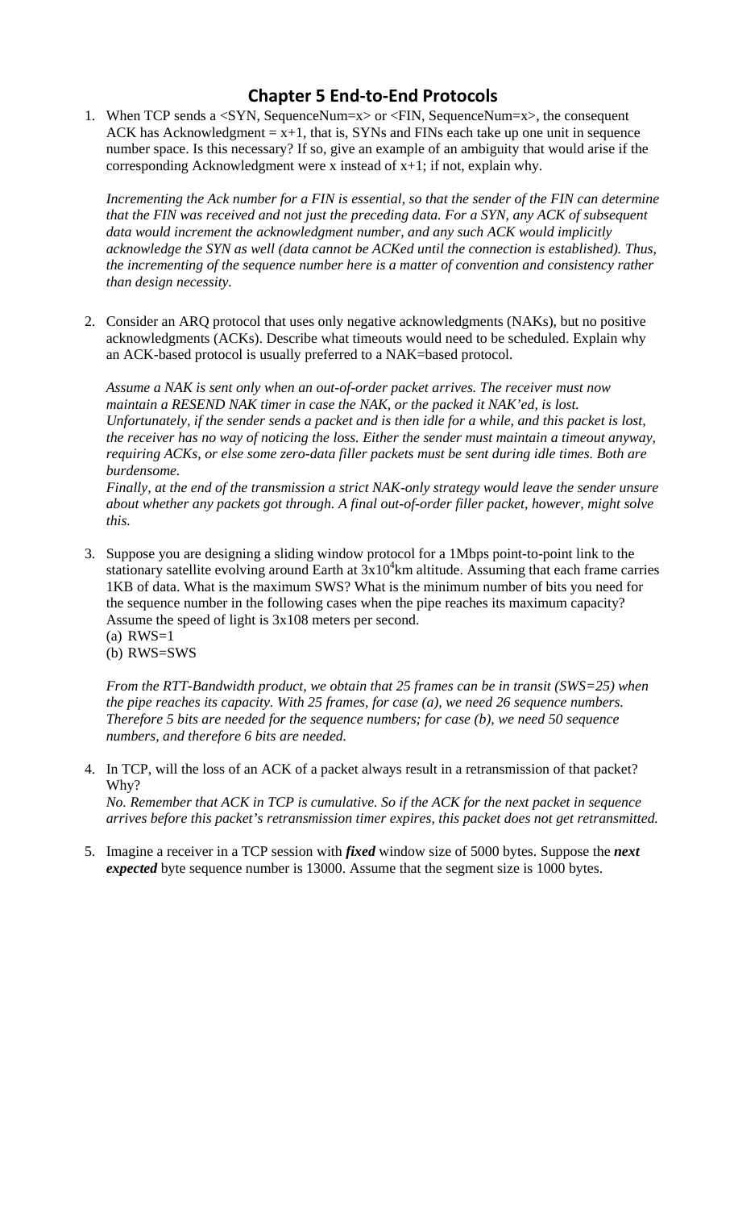# Chapter 5 End-to-End Protocols

1. When TCP sends a <SYN, SequenceNum=x> or <FIN, SequenceNum=x>, the consequent ACK has Acknowledgment = x+1, that is, SYNs and FINs each take up one unit in sequence number space. Is this necessary? If so, give an example of an ambiguity that would arise if the corresponding Acknowledgment were x instead of x+1; if not, explain why.

   *Incrementing the Ack number for a FIN is essential, so that the sender of the FIN can determine that the FIN was received and not just the preceding data. For a SYN, any ACK of subsequent data would increment the acknowledgment number, and any such ACK would implicitly acknowledge the SYN as well (data cannot be ACKed until the connection is established). Thus, the incrementing of the sequence number here is a matter of convention and consistency rather than design necessity.*

2. Consider an ARQ protocol that uses only negative acknowledgments (NAKs), but no positive acknowledgments (ACKs). Describe what timeouts would need to be scheduled. Explain why an ACK-based protocol is usually preferred to a NAK=based protocol.

   *Assume a NAK is sent only when an out-of-order packet arrives. The receiver must now maintain a RESEND NAK timer in case the NAK, or the packed it NAK'ed, is lost. Unfortunately, if the sender sends a packet and is then idle for a while, and this packet is lost, the receiver has no way of noticing the loss. Either the sender must maintain a timeout anyway, requiring ACKs, or else some zero-data filler packets must be sent during idle times. Both are burdensome.*
   *Finally, at the end of the transmission a strict NAK-only strategy would leave the sender unsure about whether any packets got through. A final out-of-order filler packet, however, might solve this.*

3. Suppose you are designing a sliding window protocol for a 1Mbps point-to-point link to the stationary satellite evolving around Earth at $3x10^4$km altitude. Assuming that each frame carries 1KB of data. What is the maximum SWS? What is the minimum number of bits you need for the sequence number in the following cases when the pipe reaches its maximum capacity? Assume the speed of light is 3x108 meters per second.
   (a) RWS=1
   (b) RWS=SWS

   *From the RTT-Bandwidth product, we obtain that 25 frames can be in transit (SWS=25) when the pipe reaches its capacity. With 25 frames, for case (a), we need 26 sequence numbers. Therefore 5 bits are needed for the sequence numbers; for case (b), we need 50 sequence numbers, and therefore 6 bits are needed.*

4. In TCP, will the loss of an ACK of a packet always result in a retransmission of that packet? Why?
   *No. Remember that ACK in TCP is cumulative. So if the ACK for the next packet in sequence arrives before this packet's retransmission timer expires, this packet does not get retransmitted.*

5. Imagine a receiver in a TCP session with ***fixed*** window size of 5000 bytes. Suppose the ***next expected*** byte sequence number is 13000. Assume that the segment size is 1000 bytes.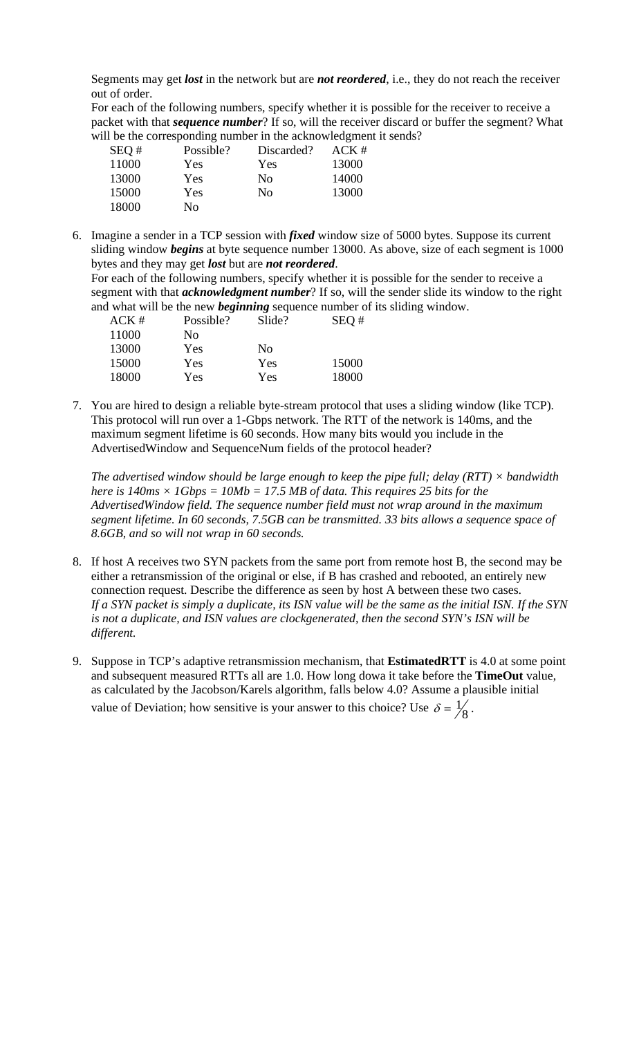Segments may get ***lost*** in the network but are ***not reordered***, i.e., they do not reach the receiver out of order.

For each of the following numbers, specify whether it is possible for the receiver to receive a packet with that ***sequence number***? If so, will the receiver discard or buffer the segment? What will be the corresponding number in the acknowledgment it sends?

| SEQ # | Possible? | Discarded? | ACK # |
|---|---|---|---|
| 11000 | Yes | Yes | 13000 |
| 13000 | Yes | No | 14000 |
| 15000 | Yes | No | 13000 |
| 18000 | No | | |

6. Imagine a sender in a TCP session with ***fixed*** window size of 5000 bytes. Suppose its current sliding window ***begins*** at byte sequence number 13000. As above, size of each segment is 1000 bytes and they may get ***lost*** but are ***not reordered***.

   For each of the following numbers, specify whether it is possible for the sender to receive a segment with that ***acknowledgment number***? If so, will the sender slide its window to the right and what will be the new ***beginning*** sequence number of its sliding window.

| ACK # | Possible? | Slide? | SEQ # |
|---|---|---|---|
| 11000 | No | | |
| 13000 | Yes | No | |
| 15000 | Yes | Yes | 15000 |
| 18000 | Yes | Yes | 18000 |

7. You are hired to design a reliable byte-stream protocol that uses a sliding window (like TCP). This protocol will run over a 1-Gbps network. The RTT of the network is 140ms, and the maximum segment lifetime is 60 seconds. How many bits would you include in the AdvertisedWindow and SequenceNum fields of the protocol header?

   *The advertised window should be large enough to keep the pipe full; delay (RTT) × bandwidth here is 140ms × 1Gbps = 10Mb = 17.5 MB of data. This requires 25 bits for the AdvertisedWindow field. The sequence number field must not wrap around in the maximum segment lifetime. In 60 seconds, 7.5GB can be transmitted. 33 bits allows a sequence space of 8.6GB, and so will not wrap in 60 seconds.*

8. If host A receives two SYN packets from the same port from remote host B, the second may be either a retransmission of the original or else, if B has crashed and rebooted, an entirely new connection request. Describe the difference as seen by host A between these two cases.
   *If a SYN packet is simply a duplicate, its ISN value will be the same as the initial ISN. If the SYN is not a duplicate, and ISN values are clockgenerated, then the second SYN's ISN will be different.*

9. Suppose in TCP's adaptive retransmission mechanism, that **EstimatedRTT** is 4.0 at some point and subsequent measured RTTs all are 1.0. How long dowa it take before the **TimeOut** value, as calculated by the Jacobson/Karels algorithm, falls below 4.0? Assume a plausible initial value of Deviation; how sensitive is your answer to this choice? Use $\delta = \frac{1}{8}$.